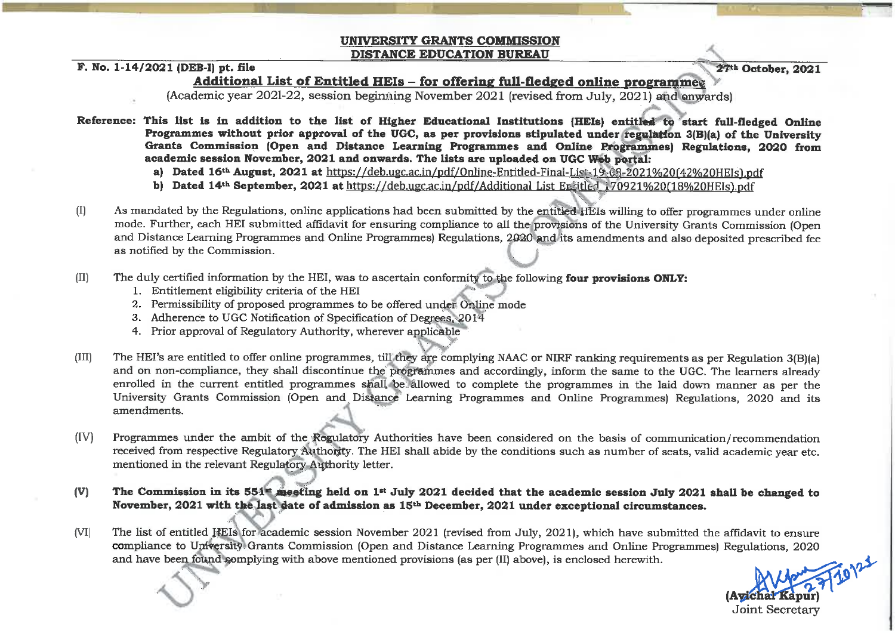**UNIVERSITY GRANTS COMMISSION**
**DISTANCE EDUCATION BUREAU**

**F. No. 1-14/2021 (DEB-I) pt. file** **27th October, 2021**

## Additional List of Entitled HEIs – for offering full-fledged online programmes

(Academic year 2021-22, session beginning November 2021 (revised from July, 2021) and onwards)

**Reference: This list is in addition to the list of Higher Educational Institutions (HEIs) entitled to start full-fledged Online Programmes without prior approval of the UGC, as per provisions stipulated under regulation 3(B)(a) of the University Grants Commission (Open and Distance Learning Programmes and Online Programmes) Regulations, 2020 from academic session November, 2021 and onwards. The lists are uploaded on UGC Web portal:**

a) **Dated 16th August, 2021 at** https://deb.ugc.ac.in/pdf/Online-Entitled-Final-List-19-08-2021%20(42%20HEIs).pdf

b) **Dated 14th September, 2021 at** https://deb.ugc.ac.in/pdf/Additional List Entitled 170921%20(18%20HEIs).pdf

(I) As mandated by the Regulations, online applications had been submitted by the entitled HEIs willing to offer programmes under online mode. Further, each HEI submitted affidavit for ensuring compliance to all the provisions of the University Grants Commission (Open and Distance Learning Programmes and Online Programmes) Regulations, 2020 and its amendments and also deposited prescribed fee as notified by the Commission.

(II) The duly certified information by the HEI, was to ascertain conformity to the following **four provisions ONLY:**

1. Entitlement eligibility criteria of the HEI
2. Permissibility of proposed programmes to be offered under Online mode
3. Adherence to UGC Notification of Specification of Degrees, 2014
4. Prior approval of Regulatory Authority, wherever applicable

(III) The HEI's are entitled to offer online programmes, till they are complying NAAC or NIRF ranking requirements as per Regulation 3(B)(a) and on non-compliance, they shall discontinue the programmes and accordingly, inform the same to the UGC. The learners already enrolled in the current entitled programmes shall be allowed to complete the programmes in the laid down manner as per the University Grants Commission (Open and Distance Learning Programmes and Online Programmes) Regulations, 2020 and its amendments.

(IV) Programmes under the ambit of the Regulatory Authorities have been considered on the basis of communication/recommendation received from respective Regulatory Authority. The HEI shall abide by the conditions such as number of seats, valid academic year etc. mentioned in the relevant Regulatory Authority letter.

**(V) The Commission in its 551st meeting held on 1st July 2021 decided that the academic session July 2021 shall be changed to November, 2021 with the last date of admission as 15th December, 2021 under exceptional circumstances.**

(VI) The list of entitled HEIs for academic session November 2021 (revised from July, 2021), which have submitted the affidavit to ensure compliance to University Grants Commission (Open and Distance Learning Programmes and Online Programmes) Regulations, 2020 and have been found complying with above mentioned provisions (as per (II) above), is enclosed herewith.

27/10/21

**(Avichal Kapur)**
Joint Secretary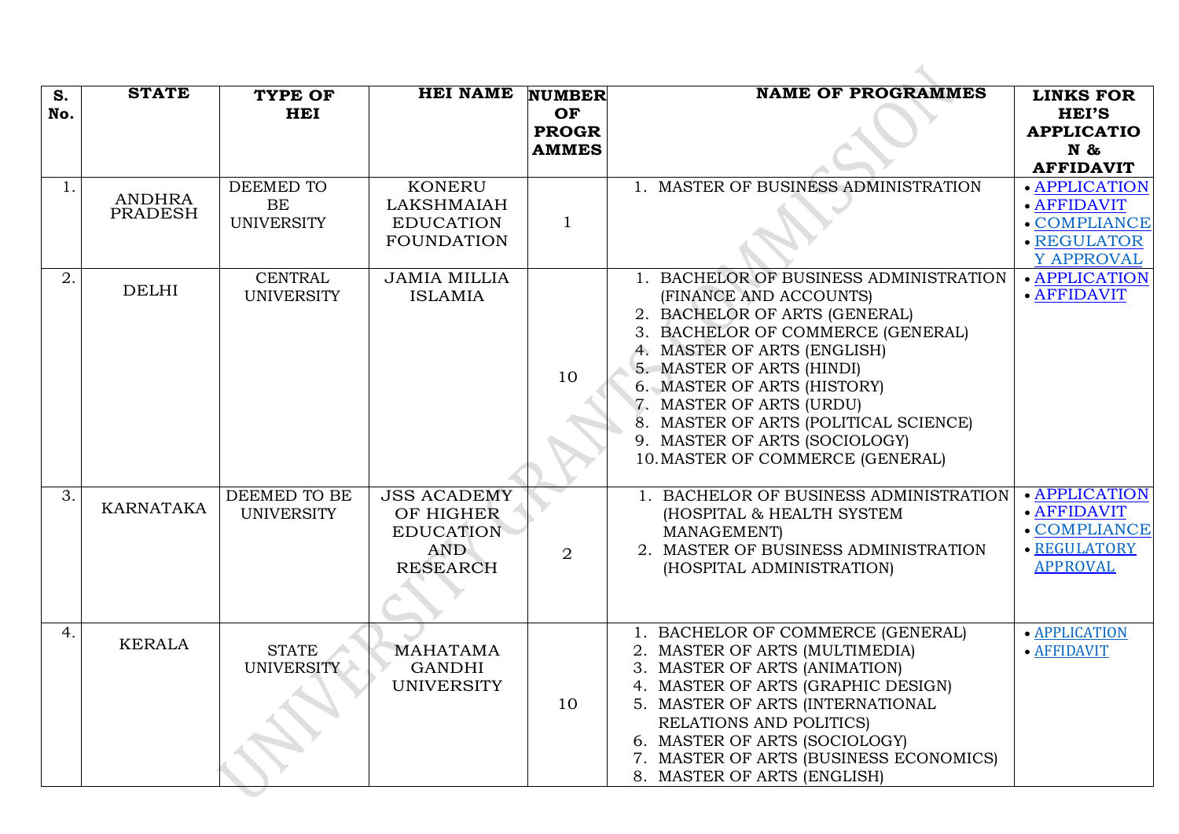| S. No. | STATE | TYPE OF HEI | HEI NAME | NUMBER OF PROGRAMMES | NAME OF PROGRAMMES | LINKS FOR HEI'S APPLICATION & AFFIDAVIT |
|---|---|---|---|---|---|---|
| 1. | ANDHRA PRADESH | DEEMED TO BE UNIVERSITY | KONERU LAKSHMAIAH EDUCATION FOUNDATION | 1 | 1. MASTER OF BUSINESS ADMINISTRATION | • APPLICATION<br>• AFFIDAVIT<br>• COMPLIANCE<br>• REGULATORY APPROVAL |
| 2. | DELHI | CENTRAL UNIVERSITY | JAMIA MILLIA ISLAMIA | 10 | 1. BACHELOR OF BUSINESS ADMINISTRATION (FINANCE AND ACCOUNTS)<br>2. BACHELOR OF ARTS (GENERAL)<br>3. BACHELOR OF COMMERCE (GENERAL)<br>4. MASTER OF ARTS (ENGLISH)<br>5. MASTER OF ARTS (HINDI)<br>6. MASTER OF ARTS (HISTORY)<br>7. MASTER OF ARTS (URDU)<br>8. MASTER OF ARTS (POLITICAL SCIENCE)<br>9. MASTER OF ARTS (SOCIOLOGY)<br>10. MASTER OF COMMERCE (GENERAL) | • APPLICATION<br>• AFFIDAVIT |
| 3. | KARNATAKA | DEEMED TO BE UNIVERSITY | JSS ACADEMY OF HIGHER EDUCATION AND RESEARCH | 2 | 1. BACHELOR OF BUSINESS ADMINISTRATION (HOSPITAL & HEALTH SYSTEM MANAGEMENT)<br>2. MASTER OF BUSINESS ADMINISTRATION (HOSPITAL ADMINISTRATION) | • APPLICATION<br>• AFFIDAVIT<br>• COMPLIANCE<br>• REGULATORY APPROVAL |
| 4. | KERALA | STATE UNIVERSITY | MAHATAMA GANDHI UNIVERSITY | 10 | 1. BACHELOR OF COMMERCE (GENERAL)<br>2. MASTER OF ARTS (MULTIMEDIA)<br>3. MASTER OF ARTS (ANIMATION)<br>4. MASTER OF ARTS (GRAPHIC DESIGN)<br>5. MASTER OF ARTS (INTERNATIONAL RELATIONS AND POLITICS)<br>6. MASTER OF ARTS (SOCIOLOGY)<br>7. MASTER OF ARTS (BUSINESS ECONOMICS)<br>8. MASTER OF ARTS (ENGLISH) | • APPLICATION<br>• AFFIDAVIT |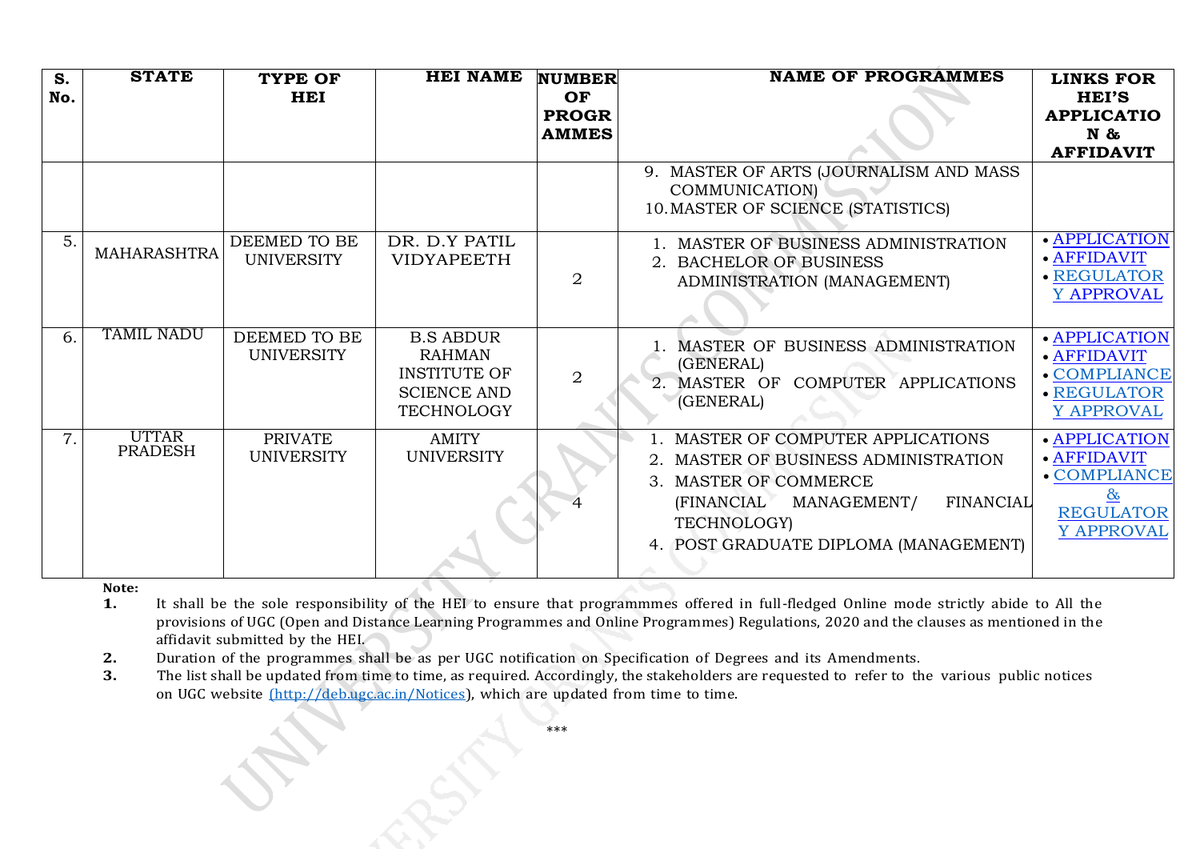| S. No. | STATE | TYPE OF HEI | HEI NAME | NUMBER OF PROGRAMMES | NAME OF PROGRAMMES | LINKS FOR HEI'S APPLICATION & AFFIDAVIT |
|---|---|---|---|---|---|---|
| | | | | | 9. MASTER OF ARTS (JOURNALISM AND MASS COMMUNICATION)<br>10. MASTER OF SCIENCE (STATISTICS) | |
| 5. | MAHARASHTRA | DEEMED TO BE UNIVERSITY | DR. D.Y PATIL VIDYAPEETH | 2 | 1. MASTER OF BUSINESS ADMINISTRATION<br>2. BACHELOR OF BUSINESS ADMINISTRATION (MANAGEMENT) | • APPLICATION<br>• AFFIDAVIT<br>• REGULATORY APPROVAL |
| 6. | TAMIL NADU | DEEMED TO BE UNIVERSITY | B.S ABDUR RAHMAN INSTITUTE OF SCIENCE AND TECHNOLOGY | 2 | 1. MASTER OF BUSINESS ADMINISTRATION (GENERAL)<br>2. MASTER OF COMPUTER APPLICATIONS (GENERAL) | • APPLICATION<br>• AFFIDAVIT<br>• COMPLIANCE<br>• REGULATORY APPROVAL |
| 7. | UTTAR PRADESH | PRIVATE UNIVERSITY | AMITY UNIVERSITY | 4 | 1. MASTER OF COMPUTER APPLICATIONS<br>2. MASTER OF BUSINESS ADMINISTRATION<br>3. MASTER OF COMMERCE (FINANCIAL MANAGEMENT/ FINANCIAL TECHNOLOGY)<br>4. POST GRADUATE DIPLOMA (MANAGEMENT) | • APPLICATION<br>• AFFIDAVIT<br>• COMPLIANCE & REGULATORY APPROVAL |

**Note:**

1. It shall be the sole responsibility of the HEI to ensure that programmmes offered in full-fledged Online mode strictly abide to All the provisions of UGC (Open and Distance Learning Programmes and Online Programmes) Regulations, 2020 and the clauses as mentioned in the affidavit submitted by the HEI.
2. Duration of the programmes shall be as per UGC notification on Specification of Degrees and its Amendments.
3. The list shall be updated from time to time, as required. Accordingly, the stakeholders are requested to refer to the various public notices on UGC website (http://deb.ugc.ac.in/Notices), which are updated from time to time.

***